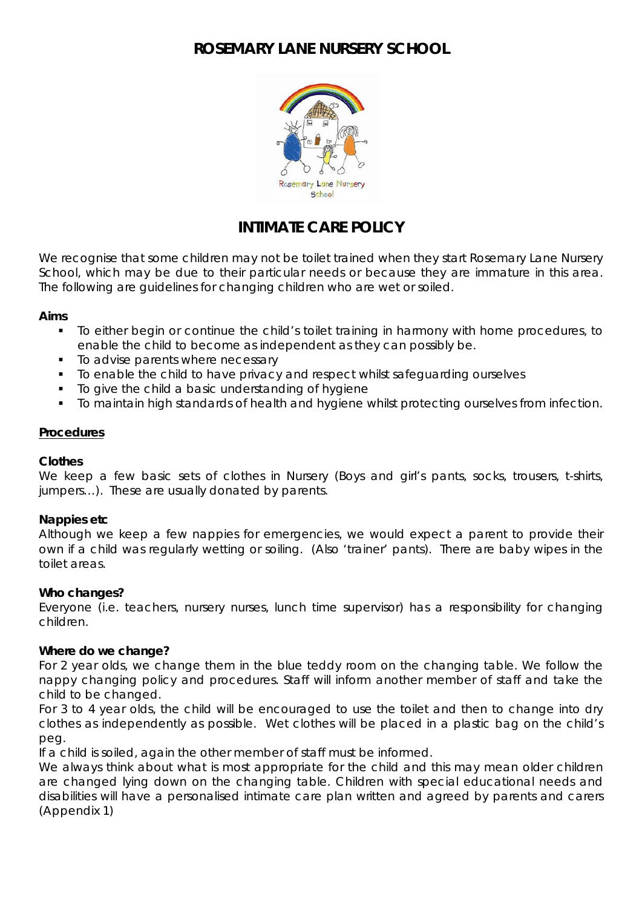# ROSEMARY LANE NURSERY SCHOOL

## INTIMATE CARE POLICY

We recognise that some children may not be toilet trained when they start Rosemary Lane Nursery School, which may be due to their particular needs or because they are immature in this area. The following are guidelines for changing children who are wet or soiled.

**Aims**

- To either begin or continue the child's toilet training in harmony with home procedures, to enable the child to become as independent as they can possibly be.
- To advise parents where necessary
- To enable the child to have privacy and respect whilst safeguarding ourselves
- To give the child a basic understanding of hygiene
- To maintain high standards of health and hygiene whilst protecting ourselves from infection.

**Procedures**

**Clothes**

We keep a few basic sets of clothes in Nursery (Boys and girl's pants, socks, trousers, t-shirts, jumpers…). These are usually donated by parents.

**Nappies etc**

Although we keep a few nappies for emergencies, we would expect a parent to provide their own if a child was regularly wetting or soiling. (Also 'trainer' pants). There are baby wipes in the toilet areas.

**Who changes?**

Everyone (i.e. teachers, nursery nurses, lunch time supervisor) has a responsibility for changing children.

**Where do we change?**

For 2 year olds, we change them in the blue teddy room on the changing table. We follow the nappy changing policy and procedures. Staff will inform another member of staff and take the child to be changed.

For 3 to 4 year olds, the child will be encouraged to use the toilet and then to change into dry clothes as independently as possible. Wet clothes will be placed in a plastic bag on the child's peg.

If a child is soiled, again the other member of staff must be informed.

We always think about what is most appropriate for the child and this may mean older children are changed lying down on the changing table. Children with special educational needs and disabilities will have a personalised intimate care plan written and agreed by parents and carers (Appendix 1)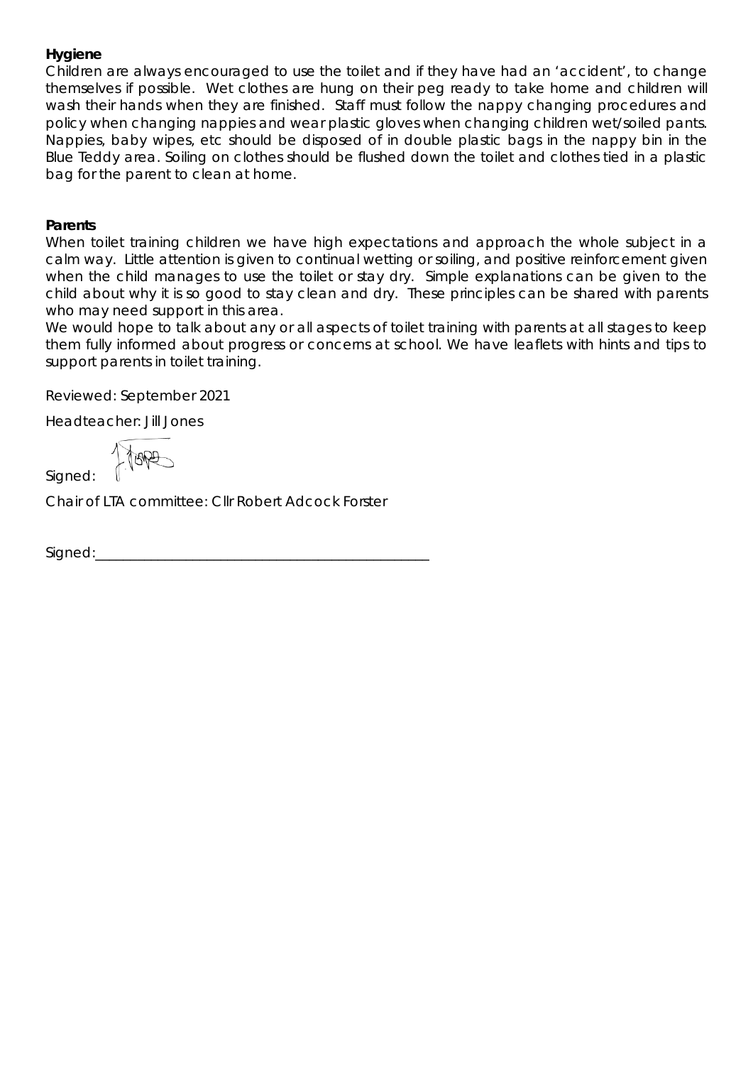**Hygiene**

Children are always encouraged to use the toilet and if they have had an 'accident', to change themselves if possible. Wet clothes are hung on their peg ready to take home and children will wash their hands when they are finished. Staff must follow the nappy changing procedures and policy when changing nappies and wear plastic gloves when changing children wet/soiled pants. Nappies, baby wipes, etc should be disposed of in double plastic bags in the nappy bin in the Blue Teddy area. Soiling on clothes should be flushed down the toilet and clothes tied in a plastic bag for the parent to clean at home.

**Parents**

When toilet training children we have high expectations and approach the whole subject in a calm way. Little attention is given to continual wetting or soiling, and positive reinforcement given when the child manages to use the toilet or stay dry. Simple explanations can be given to the child about why it is so good to stay clean and dry. These principles can be shared with parents who may need support in this area.

We would hope to talk about any or all aspects of toilet training with parents at all stages to keep them fully informed about progress or concerns at school. We have leaflets with hints and tips to support parents in toilet training.

Reviewed: September 2021

Headteacher: Jill Jones

Signed:

Chair of LTA committee: Cllr Robert Adcock Forster

Signed:_______________________________________________